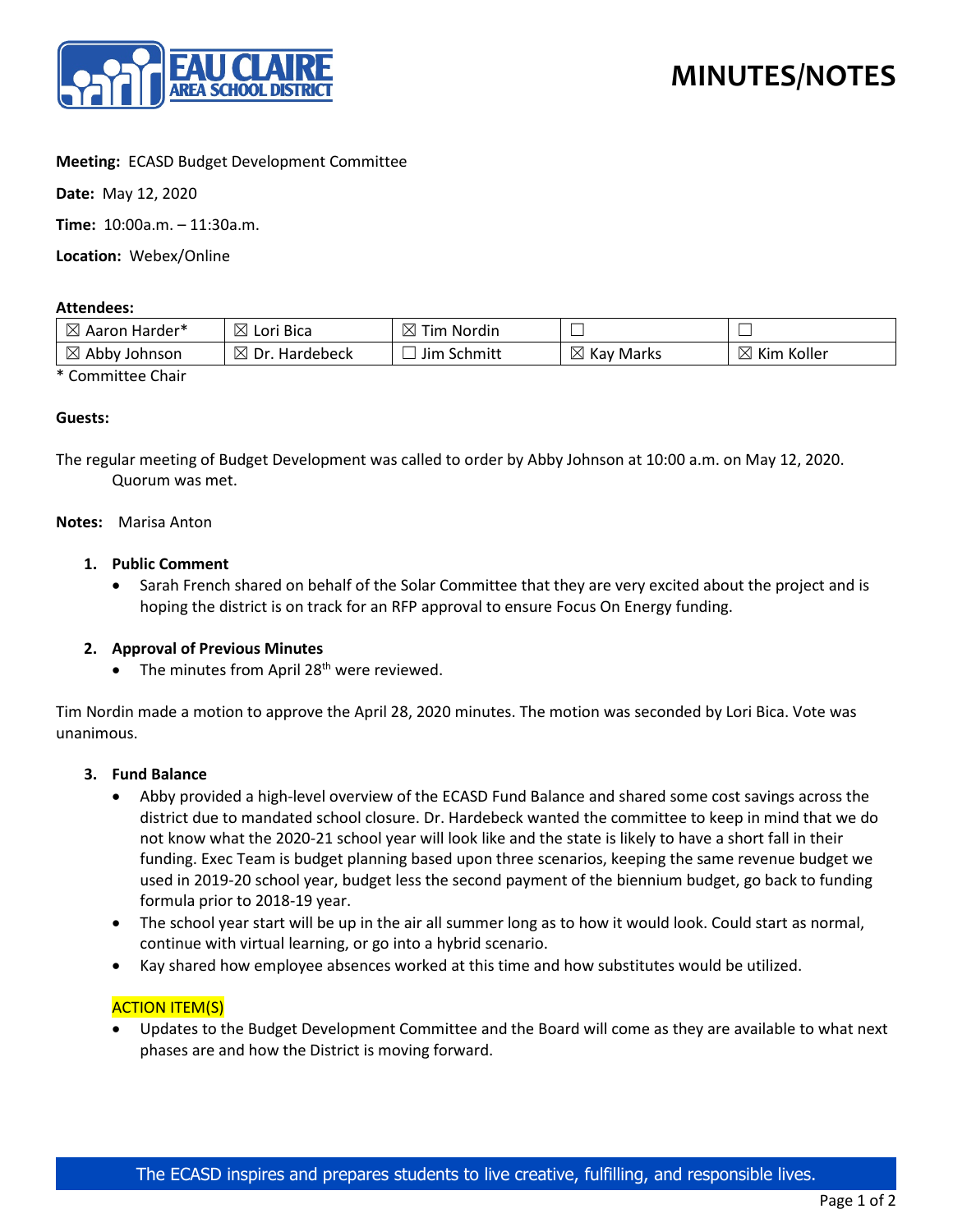# MINUTES/NOTES

**Meeting:** ECASD Budget Development Committee

**Date:** May 12, 2020

**Time:** 10:00a.m. – 11:30a.m.

**Location:** Webex/Online

**Attendees:**

| | | | | |
|---|---|---|---|---|
| ☒ Aaron Harder* | ☒ Lori Bica | ☒ Tim Nordin | ☐ | ☐ |
| ☒ Abby Johnson | ☒ Dr. Hardebeck | ☐ Jim Schmitt | ☒ Kay Marks | ☒ Kim Koller |

\* Committee Chair

**Guests:**

The regular meeting of Budget Development was called to order by Abby Johnson at 10:00 a.m. on May 12, 2020. Quorum was met.

**Notes:** Marisa Anton

1. **Public Comment**
   - Sarah French shared on behalf of the Solar Committee that they are very excited about the project and is hoping the district is on track for an RFP approval to ensure Focus On Energy funding.

2. **Approval of Previous Minutes**
   - The minutes from April 28th were reviewed.

Tim Nordin made a motion to approve the April 28, 2020 minutes. The motion was seconded by Lori Bica. Vote was unanimous.

3. **Fund Balance**
   - Abby provided a high-level overview of the ECASD Fund Balance and shared some cost savings across the district due to mandated school closure. Dr. Hardebeck wanted the committee to keep in mind that we do not know what the 2020-21 school year will look like and the state is likely to have a short fall in their funding. Exec Team is budget planning based upon three scenarios, keeping the same revenue budget we used in 2019-20 school year, budget less the second payment of the biennium budget, go back to funding formula prior to 2018-19 year.
   - The school year start will be up in the air all summer long as to how it would look. Could start as normal, continue with virtual learning, or go into a hybrid scenario.
   - Kay shared how employee absences worked at this time and how substitutes would be utilized.

ACTION ITEM(S)

- Updates to the Budget Development Committee and the Board will come as they are available to what next phases are and how the District is moving forward.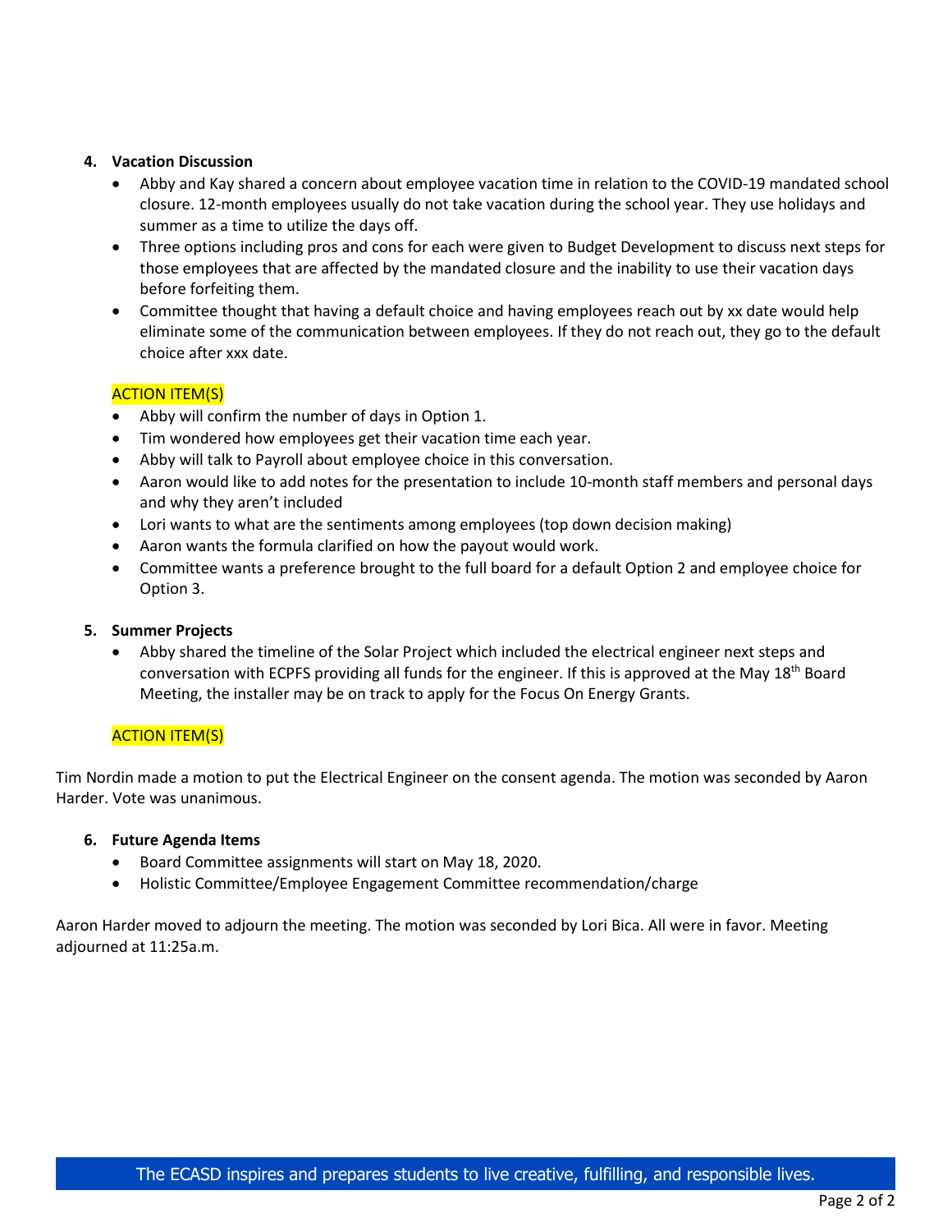4. **Vacation Discussion**
   - Abby and Kay shared a concern about employee vacation time in relation to the COVID-19 mandated school closure. 12-month employees usually do not take vacation during the school year. They use holidays and summer as a time to utilize the days off.
   - Three options including pros and cons for each were given to Budget Development to discuss next steps for those employees that are affected by the mandated closure and the inability to use their vacation days before forfeiting them.
   - Committee thought that having a default choice and having employees reach out by xx date would help eliminate some of the communication between employees. If they do not reach out, they go to the default choice after xxx date.

   ACTION ITEM(S)
   - Abby will confirm the number of days in Option 1.
   - Tim wondered how employees get their vacation time each year.
   - Abby will talk to Payroll about employee choice in this conversation.
   - Aaron would like to add notes for the presentation to include 10-month staff members and personal days and why they aren't included
   - Lori wants to what are the sentiments among employees (top down decision making)
   - Aaron wants the formula clarified on how the payout would work.
   - Committee wants a preference brought to the full board for a default Option 2 and employee choice for Option 3.

5. **Summer Projects**
   - Abby shared the timeline of the Solar Project which included the electrical engineer next steps and conversation with ECPFS providing all funds for the engineer. If this is approved at the May 18th Board Meeting, the installer may be on track to apply for the Focus On Energy Grants.

   ACTION ITEM(S)

Tim Nordin made a motion to put the Electrical Engineer on the consent agenda. The motion was seconded by Aaron Harder. Vote was unanimous.

6. **Future Agenda Items**
   - Board Committee assignments will start on May 18, 2020.
   - Holistic Committee/Employee Engagement Committee recommendation/charge

Aaron Harder moved to adjourn the meeting. The motion was seconded by Lori Bica. All were in favor. Meeting adjourned at 11:25a.m.

The ECASD inspires and prepares students to live creative, fulfilling, and responsible lives.